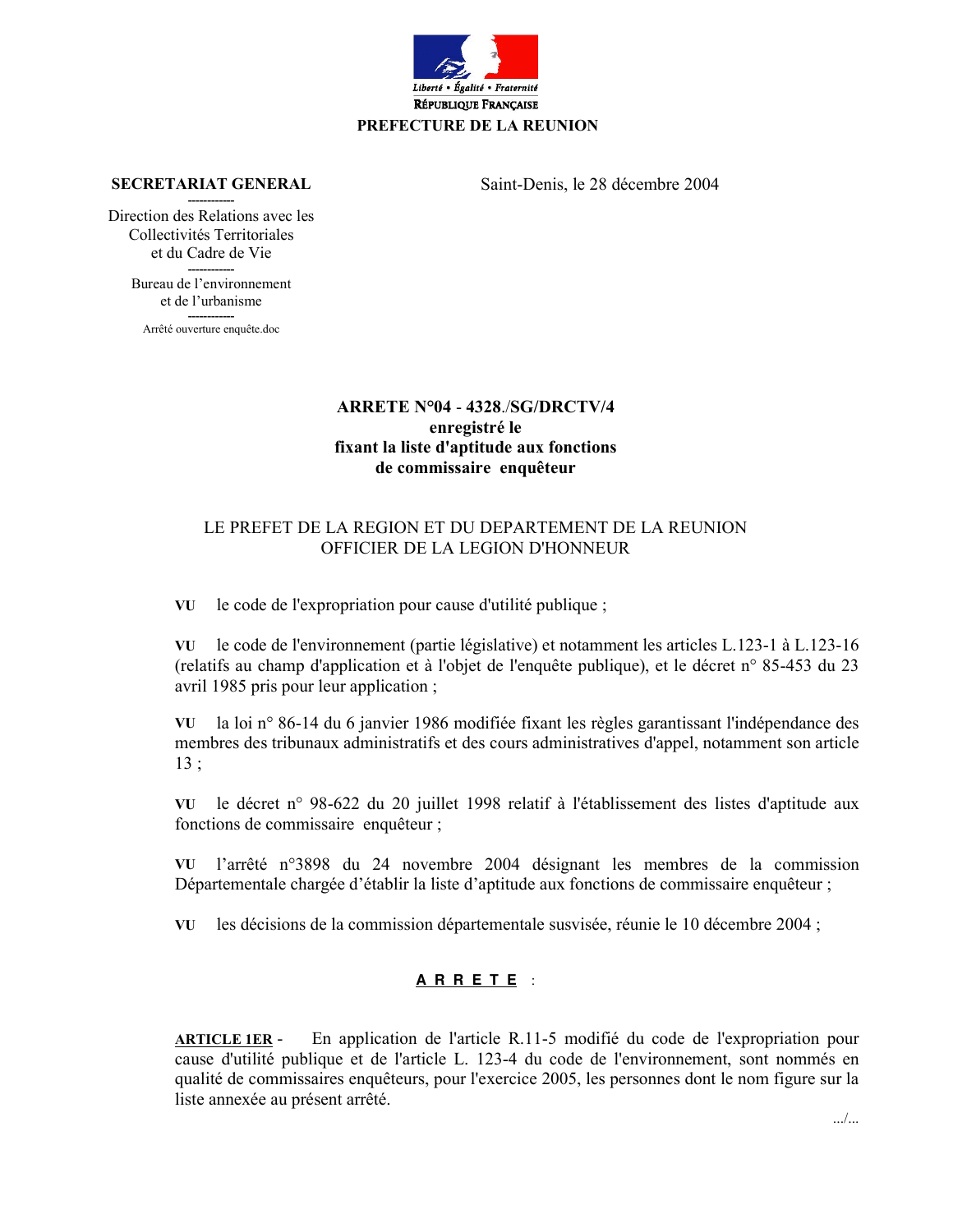Liberté • Égalité • Fraternité

RÉPUBLIQUE FRANÇAISE

**PREFECTURE DE LA REUNION**

**SECRETARIAT GENERAL**

-----------

Direction des Relations avec les Collectivités Territoriales et du Cadre de Vie

-----------

Bureau de l'environnement et de l'urbanisme

-----------

Arrêté ouverture enquête.doc

Saint-Denis, le 28 décembre 2004

**ARRETE N°04 - 4328./SG/DRCTV/4**
**enregistré le**
**fixant la liste d'aptitude aux fonctions**
**de commissaire enquêteur**

LE PREFET DE LA REGION ET DU DEPARTEMENT DE LA REUNION
OFFICIER DE LA LEGION D'HONNEUR

**VU** le code de l'expropriation pour cause d'utilité publique ;

**VU** le code de l'environnement (partie législative) et notamment les articles L.123-1 à L.123-16 (relatifs au champ d'application et à l'objet de l'enquête publique), et le décret n° 85-453 du 23 avril 1985 pris pour leur application ;

**VU** la loi n° 86-14 du 6 janvier 1986 modifiée fixant les règles garantissant l'indépendance des membres des tribunaux administratifs et des cours administratives d'appel, notamment son article 13 ;

**VU** le décret n° 98-622 du 20 juillet 1998 relatif à l'établissement des listes d'aptitude aux fonctions de commissaire enquêteur ;

**VU** l'arrêté n°3898 du 24 novembre 2004 désignant les membres de la commission Départementale chargée d'établir la liste d'aptitude aux fonctions de commissaire enquêteur ;

**VU** les décisions de la commission départementale susvisée, réunie le 10 décembre 2004 ;

**A R R E T E** :

**ARTICLE 1ER** - En application de l'article R.11-5 modifié du code de l'expropriation pour cause d'utilité publique et de l'article L. 123-4 du code de l'environnement, sont nommés en qualité de commissaires enquêteurs, pour l'exercice 2005, les personnes dont le nom figure sur la liste annexée au présent arrêté.

.../...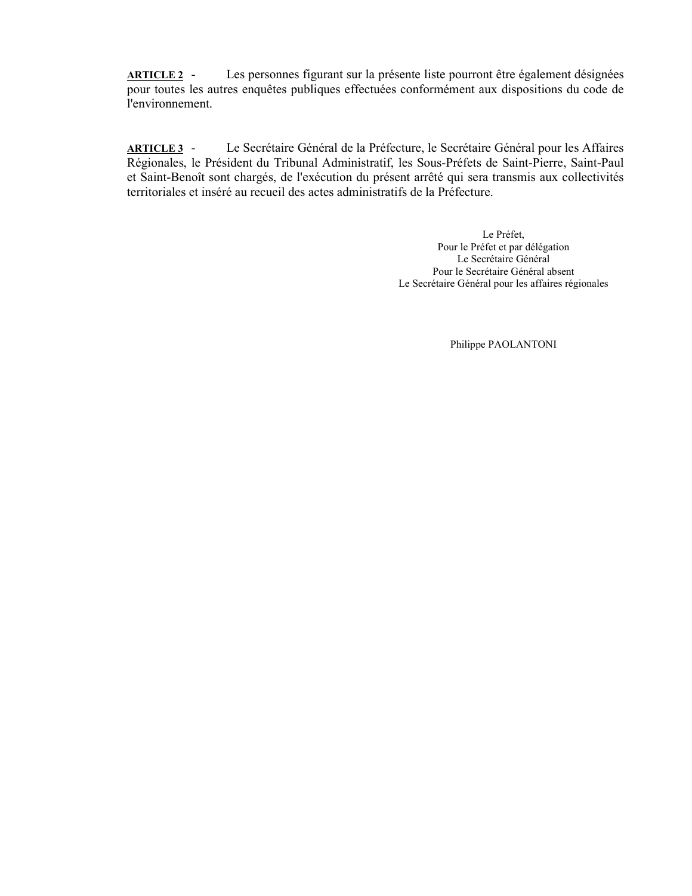**<u>ARTICLE 2</u>** - Les personnes figurant sur la présente liste pourront être également désignées pour toutes les autres enquêtes publiques effectuées conformément aux dispositions du code de l'environnement.

**<u>ARTICLE 3</u>** - Le Secrétaire Général de la Préfecture, le Secrétaire Général pour les Affaires Régionales, le Président du Tribunal Administratif, les Sous-Préfets de Saint-Pierre, Saint-Paul et Saint-Benoît sont chargés, de l'exécution du présent arrêté qui sera transmis aux collectivités territoriales et inséré au recueil des actes administratifs de la Préfecture.

Le Préfet,
Pour le Préfet et par délégation
Le Secrétaire Général
Pour le Secrétaire Général absent
Le Secrétaire Général pour les affaires régionales

Philippe PAOLANTONI